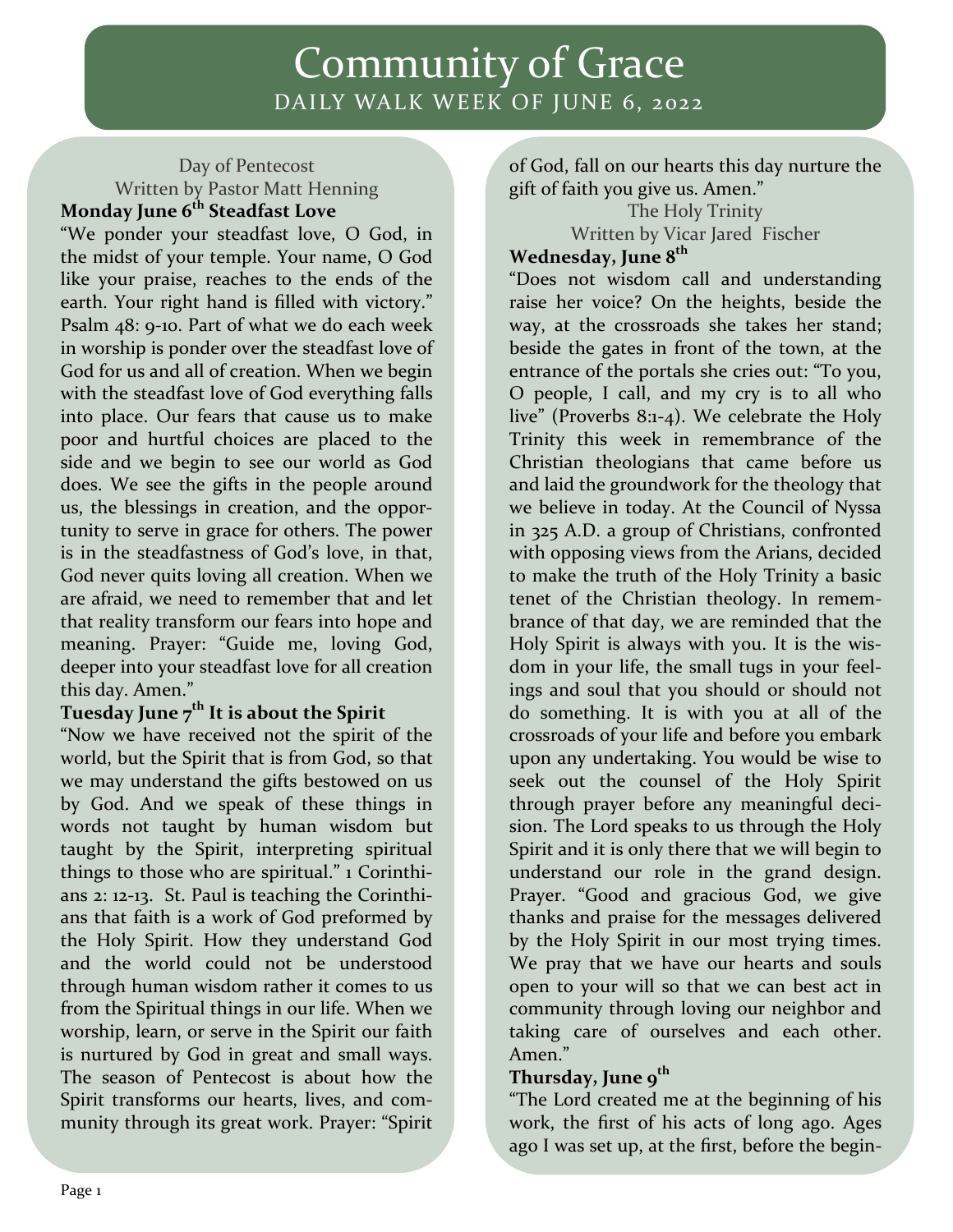# Community of Grace

## DAILY WALK WEEK OF JUNE 6, 2022

Day of Pentecost

Written by Pastor Matt Henning

**Monday June 6th Steadfast Love**

"We ponder your steadfast love, O God, in the midst of your temple. Your name, O God like your praise, reaches to the ends of the earth. Your right hand is filled with victory." Psalm 48: 9-10. Part of what we do each week in worship is ponder over the steadfast love of God for us and all of creation. When we begin with the steadfast love of God everything falls into place. Our fears that cause us to make poor and hurtful choices are placed to the side and we begin to see our world as God does. We see the gifts in the people around us, the blessings in creation, and the opportunity to serve in grace for others. The power is in the steadfastness of God's love, in that, God never quits loving all creation. When we are afraid, we need to remember that and let that reality transform our fears into hope and meaning. Prayer: "Guide me, loving God, deeper into your steadfast love for all creation this day. Amen."

**Tuesday June 7th It is about the Spirit**

"Now we have received not the spirit of the world, but the Spirit that is from God, so that we may understand the gifts bestowed on us by God. And we speak of these things in words not taught by human wisdom but taught by the Spirit, interpreting spiritual things to those who are spiritual." 1 Corinthians 2: 12-13. St. Paul is teaching the Corinthians that faith is a work of God preformed by the Holy Spirit. How they understand God and the world could not be understood through human wisdom rather it comes to us from the Spiritual things in our life. When we worship, learn, or serve in the Spirit our faith is nurtured by God in great and small ways. The season of Pentecost is about how the Spirit transforms our hearts, lives, and community through its great work. Prayer: "Spirit of God, fall on our hearts this day nurture the gift of faith you give us. Amen."

The Holy Trinity

Written by Vicar Jared Fischer

**Wednesday, June 8th**

"Does not wisdom call and understanding raise her voice? On the heights, beside the way, at the crossroads she takes her stand; beside the gates in front of the town, at the entrance of the portals she cries out: "To you, O people, I call, and my cry is to all who live" (Proverbs 8:1-4). We celebrate the Holy Trinity this week in remembrance of the Christian theologians that came before us and laid the groundwork for the theology that we believe in today. At the Council of Nyssa in 325 A.D. a group of Christians, confronted with opposing views from the Arians, decided to make the truth of the Holy Trinity a basic tenet of the Christian theology. In remembrance of that day, we are reminded that the Holy Spirit is always with you. It is the wisdom in your life, the small tugs in your feelings and soul that you should or should not do something. It is with you at all of the crossroads of your life and before you embark upon any undertaking. You would be wise to seek out the counsel of the Holy Spirit through prayer before any meaningful decision. The Lord speaks to us through the Holy Spirit and it is only there that we will begin to understand our role in the grand design. Prayer. "Good and gracious God, we give thanks and praise for the messages delivered by the Holy Spirit in our most trying times. We pray that we have our hearts and souls open to your will so that we can best act in community through loving our neighbor and taking care of ourselves and each other. Amen."

**Thursday, June 9th**

"The Lord created me at the beginning of his work, the first of his acts of long ago. Ages ago I was set up, at the first, before the begin-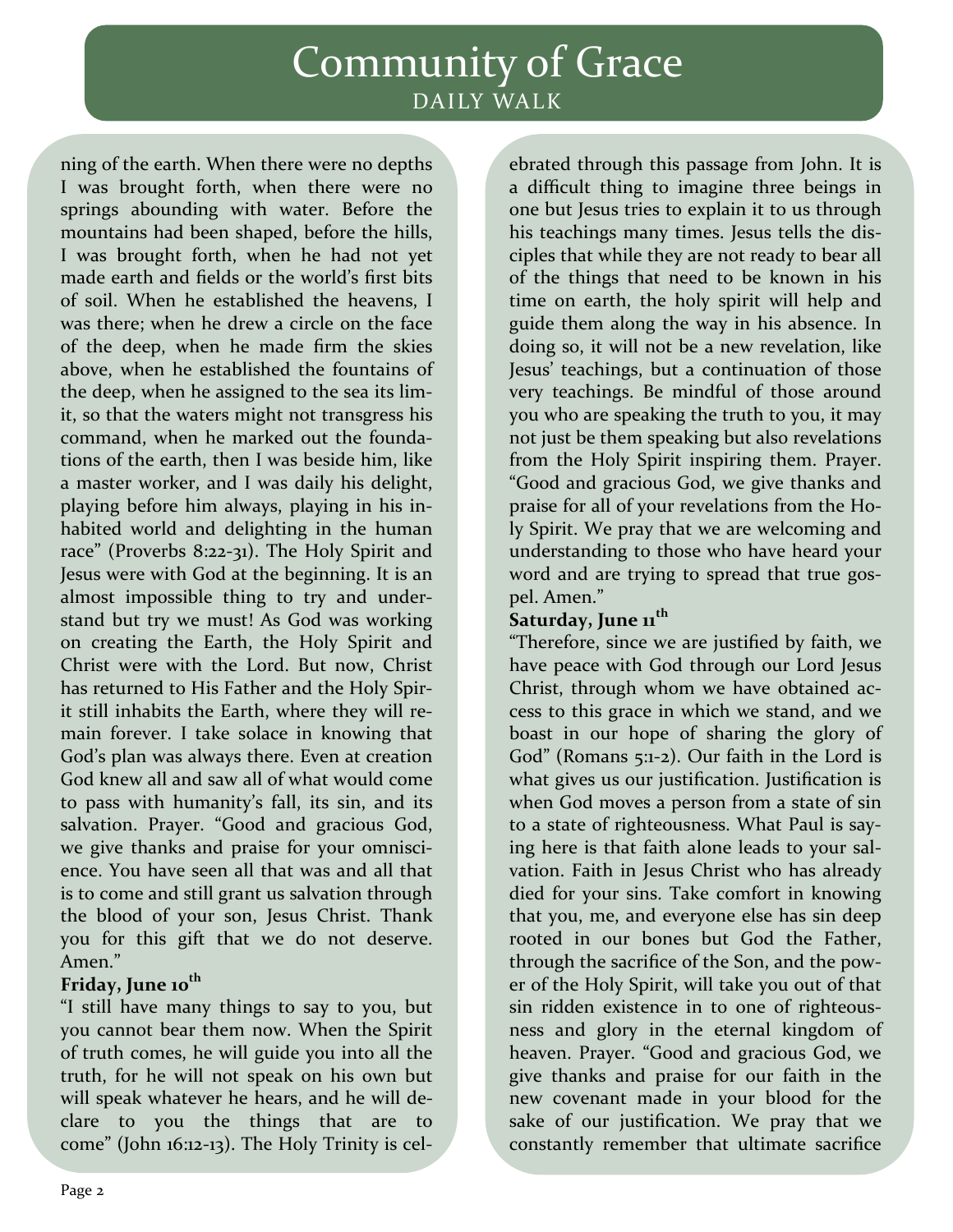ning of the earth. When there were no depths I was brought forth, when there were no springs abounding with water. Before the mountains had been shaped, before the hills, I was brought forth, when he had not yet made earth and fields or the world's first bits of soil. When he established the heavens, I was there; when he drew a circle on the face of the deep, when he made firm the skies above, when he established the fountains of the deep, when he assigned to the sea its limit, so that the waters might not transgress his command, when he marked out the foundations of the earth, then I was beside him, like a master worker, and I was daily his delight, playing before him always, playing in his inhabited world and delighting in the human race" (Proverbs 8:22-31). The Holy Spirit and Jesus were with God at the beginning. It is an almost impossible thing to try and understand but try we must! As God was working on creating the Earth, the Holy Spirit and Christ were with the Lord. But now, Christ has returned to His Father and the Holy Spirit still inhabits the Earth, where they will remain forever. I take solace in knowing that God's plan was always there. Even at creation God knew all and saw all of what would come to pass with humanity's fall, its sin, and its salvation. Prayer. "Good and gracious God, we give thanks and praise for your omniscience. You have seen all that was and all that is to come and still grant us salvation through the blood of your son, Jesus Christ. Thank you for this gift that we do not deserve. Amen."

**Friday, June 10th**

"I still have many things to say to you, but you cannot bear them now. When the Spirit of truth comes, he will guide you into all the truth, for he will not speak on his own but will speak whatever he hears, and he will declare to you the things that are to come" (John 16:12-13). The Holy Trinity is celebrated through this passage from John. It is a difficult thing to imagine three beings in one but Jesus tries to explain it to us through his teachings many times. Jesus tells the disciples that while they are not ready to bear all of the things that need to be known in his time on earth, the holy spirit will help and guide them along the way in his absence. In doing so, it will not be a new revelation, like Jesus' teachings, but a continuation of those very teachings. Be mindful of those around you who are speaking the truth to you, it may not just be them speaking but also revelations from the Holy Spirit inspiring them. Prayer. "Good and gracious God, we give thanks and praise for all of your revelations from the Holy Spirit. We pray that we are welcoming and understanding to those who have heard your word and are trying to spread that true gospel. Amen."

**Saturday, June 11th**

"Therefore, since we are justified by faith, we have peace with God through our Lord Jesus Christ, through whom we have obtained access to this grace in which we stand, and we boast in our hope of sharing the glory of God" (Romans 5:1-2). Our faith in the Lord is what gives us our justification. Justification is when God moves a person from a state of sin to a state of righteousness. What Paul is saying here is that faith alone leads to your salvation. Faith in Jesus Christ who has already died for your sins. Take comfort in knowing that you, me, and everyone else has sin deep rooted in our bones but God the Father, through the sacrifice of the Son, and the power of the Holy Spirit, will take you out of that sin ridden existence in to one of righteousness and glory in the eternal kingdom of heaven. Prayer. "Good and gracious God, we give thanks and praise for our faith in the new covenant made in your blood for the sake of our justification. We pray that we constantly remember that ultimate sacrifice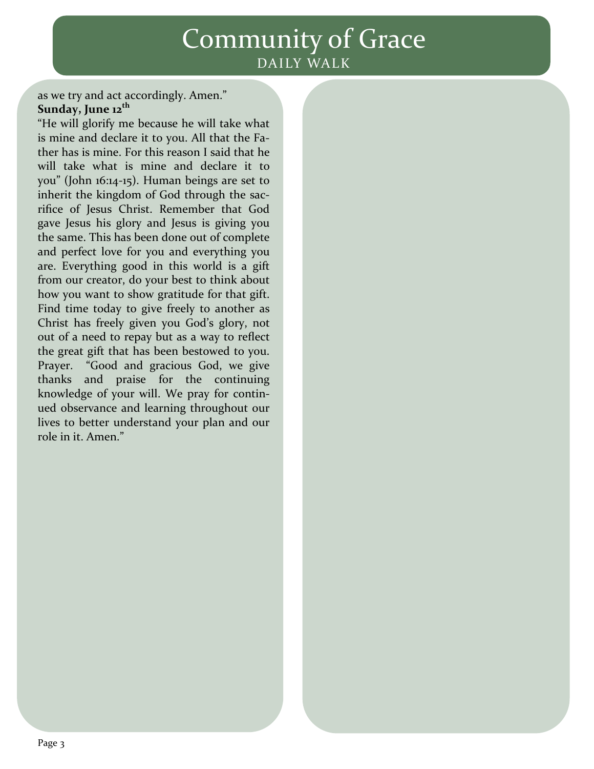as we try and act accordingly. Amen."

**Sunday, June 12th**

"He will glorify me because he will take what is mine and declare it to you. All that the Father has is mine. For this reason I said that he will take what is mine and declare it to you" (John 16:14-15). Human beings are set to inherit the kingdom of God through the sacrifice of Jesus Christ. Remember that God gave Jesus his glory and Jesus is giving you the same. This has been done out of complete and perfect love for you and everything you are. Everything good in this world is a gift from our creator, do your best to think about how you want to show gratitude for that gift. Find time today to give freely to another as Christ has freely given you God's glory, not out of a need to repay but as a way to reflect the great gift that has been bestowed to you. Prayer. "Good and gracious God, we give thanks and praise for the continuing knowledge of your will. We pray for continued observance and learning throughout our lives to better understand your plan and our role in it. Amen."